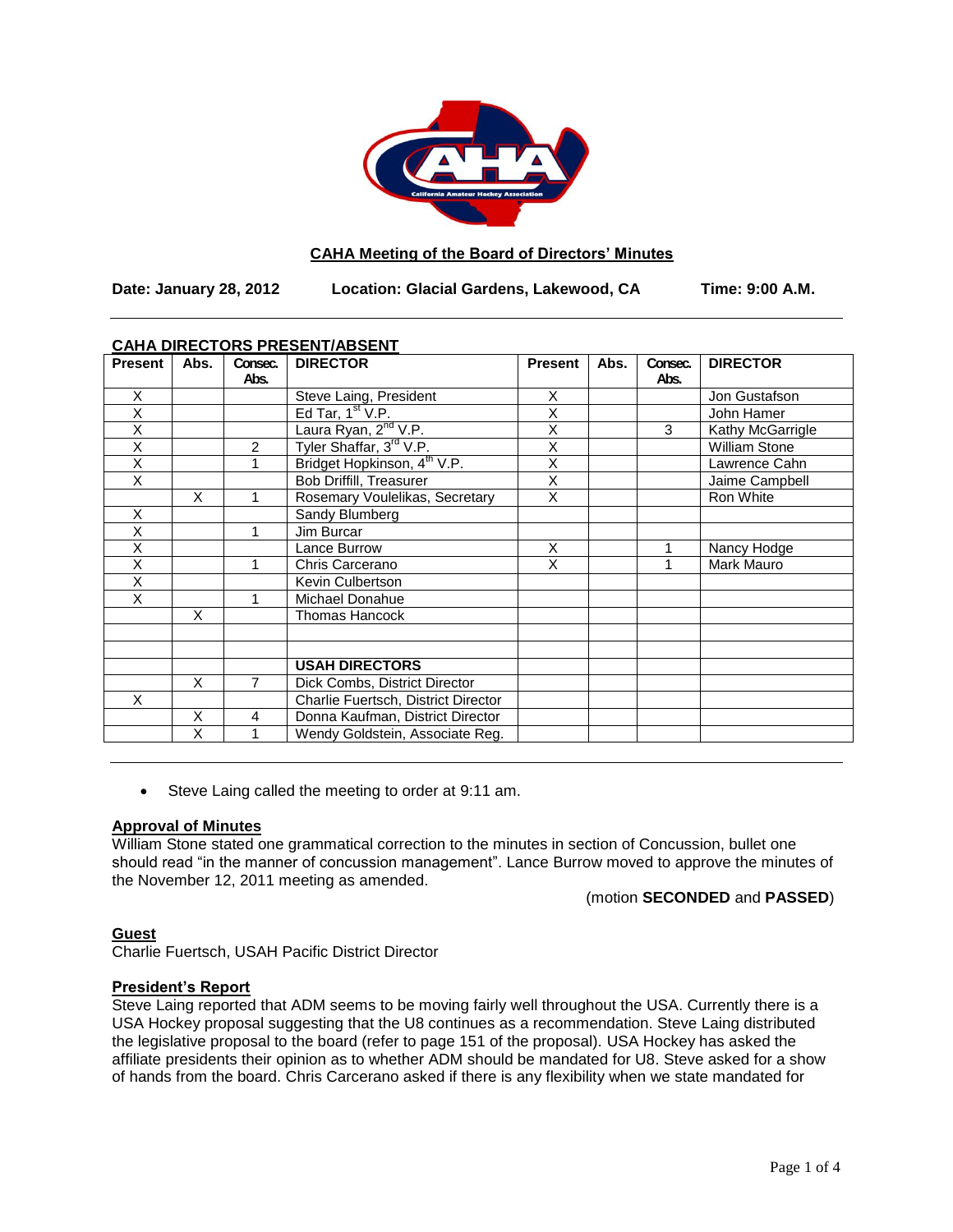## CAHA Meeting of the Board of Directors' Minutes

**Date: January 28, 2012** **Location: Glacial Gardens, Lakewood, CA** **Time: 9:00 A.M.**

### CAHA DIRECTORS PRESENT/ABSENT

| Present | Abs. | Consec. Abs. | DIRECTOR | Present | Abs. | Consec. Abs. | DIRECTOR |
|---|---|---|---|---|---|---|---|
| X | | | Steve Laing, President | X | | | Jon Gustafson |
| X | | | Ed Tar, 1st V.P. | X | | | John Hamer |
| X | | | Laura Ryan, 2nd V.P. | X | | 3 | Kathy McGarrigle |
| X | | 2 | Tyler Shaffar, 3rd V.P. | X | | | William Stone |
| X | | 1 | Bridget Hopkinson, 4th V.P. | X | | | Lawrence Cahn |
| X | | | Bob Driffill, Treasurer | X | | | Jaime Campbell |
| | X | 1 | Rosemary Voulelikas, Secretary | X | | | Ron White |
| X | | | Sandy Blumberg | | | | |
| X | | 1 | Jim Burcar | | | | |
| X | | | Lance Burrow | X | | 1 | Nancy Hodge |
| X | | 1 | Chris Carcerano | X | | 1 | Mark Mauro |
| X | | | Kevin Culbertson | | | | |
| X | | 1 | Michael Donahue | | | | |
| | X | | Thomas Hancock | | | | |
| | | | | | | | |
| | | | | | | | |
| | | | **USAH DIRECTORS** | | | | |
| | X | 7 | Dick Combs, District Director | | | | |
| X | | | Charlie Fuertsch, District Director | | | | |
| | X | 4 | Donna Kaufman, District Director | | | | |
| | X | 1 | Wendy Goldstein, Associate Reg. | | | | |

- Steve Laing called the meeting to order at 9:11 am.

### Approval of Minutes

William Stone stated one grammatical correction to the minutes in section of Concussion, bullet one should read "in the manner of concussion management". Lance Burrow moved to approve the minutes of the November 12, 2011 meeting as amended.

(motion **SECONDED** and **PASSED**)

### Guest

Charlie Fuertsch, USAH Pacific District Director

### President's Report

Steve Laing reported that ADM seems to be moving fairly well throughout the USA. Currently there is a USA Hockey proposal suggesting that the U8 continues as a recommendation. Steve Laing distributed the legislative proposal to the board (refer to page 151 of the proposal). USA Hockey has asked the affiliate presidents their opinion as to whether ADM should be mandated for U8. Steve asked for a show of hands from the board. Chris Carcerano asked if there is any flexibility when we state mandated for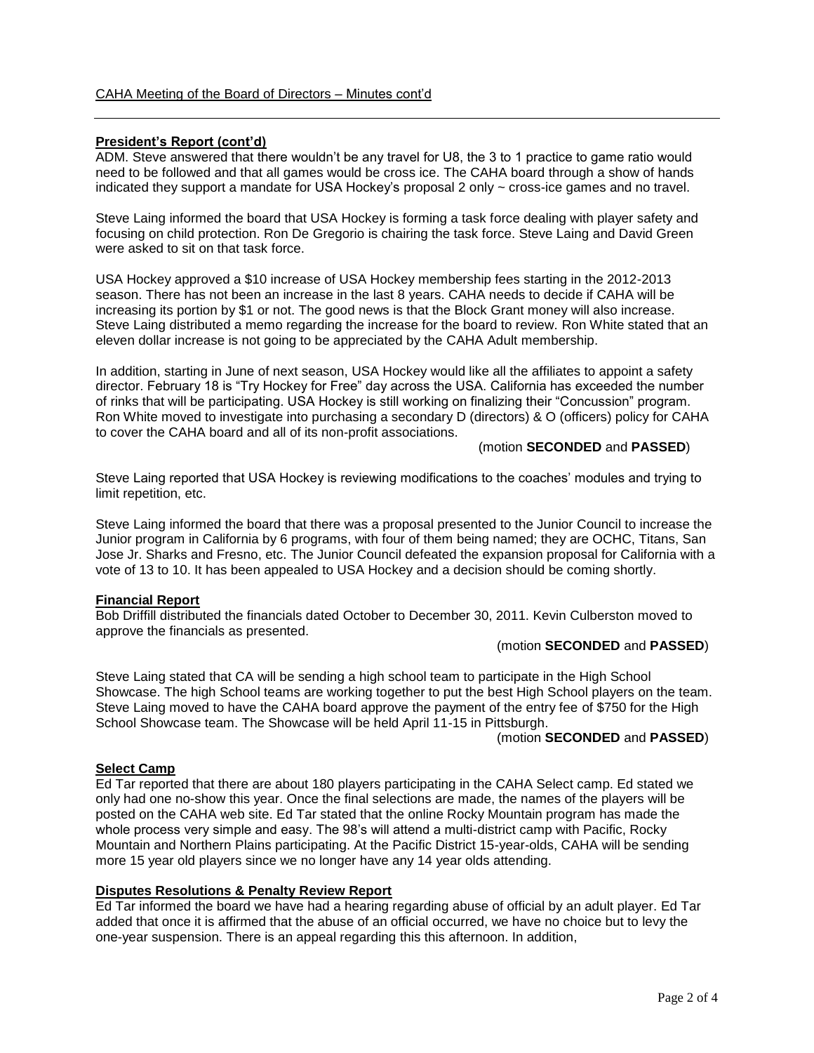CAHA Meeting of the Board of Directors – Minutes cont'd

## President's Report (cont'd)

ADM. Steve answered that there wouldn't be any travel for U8, the 3 to 1 practice to game ratio would need to be followed and that all games would be cross ice. The CAHA board through a show of hands indicated they support a mandate for USA Hockey's proposal 2 only ~ cross-ice games and no travel.

Steve Laing informed the board that USA Hockey is forming a task force dealing with player safety and focusing on child protection. Ron De Gregorio is chairing the task force. Steve Laing and David Green were asked to sit on that task force.

USA Hockey approved a $10 increase of USA Hockey membership fees starting in the 2012-2013 season. There has not been an increase in the last 8 years. CAHA needs to decide if CAHA will be increasing its portion by $1 or not. The good news is that the Block Grant money will also increase. Steve Laing distributed a memo regarding the increase for the board to review. Ron White stated that an eleven dollar increase is not going to be appreciated by the CAHA Adult membership.

In addition, starting in June of next season, USA Hockey would like all the affiliates to appoint a safety director. February 18 is "Try Hockey for Free" day across the USA. California has exceeded the number of rinks that will be participating. USA Hockey is still working on finalizing their "Concussion" program. Ron White moved to investigate into purchasing a secondary D (directors) & O (officers) policy for CAHA to cover the CAHA board and all of its non-profit associations.

(motion **SECONDED** and **PASSED**)

Steve Laing reported that USA Hockey is reviewing modifications to the coaches' modules and trying to limit repetition, etc.

Steve Laing informed the board that there was a proposal presented to the Junior Council to increase the Junior program in California by 6 programs, with four of them being named; they are OCHC, Titans, San Jose Jr. Sharks and Fresno, etc. The Junior Council defeated the expansion proposal for California with a vote of 13 to 10. It has been appealed to USA Hockey and a decision should be coming shortly.

## Financial Report

Bob Driffill distributed the financials dated October to December 30, 2011. Kevin Culberston moved to approve the financials as presented.

(motion **SECONDED** and **PASSED**)

Steve Laing stated that CA will be sending a high school team to participate in the High School Showcase. The high School teams are working together to put the best High School players on the team. Steve Laing moved to have the CAHA board approve the payment of the entry fee of $750 for the High School Showcase team. The Showcase will be held April 11-15 in Pittsburgh.

(motion **SECONDED** and **PASSED**)

## Select Camp

Ed Tar reported that there are about 180 players participating in the CAHA Select camp. Ed stated we only had one no-show this year. Once the final selections are made, the names of the players will be posted on the CAHA web site. Ed Tar stated that the online Rocky Mountain program has made the whole process very simple and easy. The 98's will attend a multi-district camp with Pacific, Rocky Mountain and Northern Plains participating. At the Pacific District 15-year-olds, CAHA will be sending more 15 year old players since we no longer have any 14 year olds attending.

## Disputes Resolutions & Penalty Review Report

Ed Tar informed the board we have had a hearing regarding abuse of official by an adult player. Ed Tar added that once it is affirmed that the abuse of an official occurred, we have no choice but to levy the one-year suspension. There is an appeal regarding this this afternoon. In addition,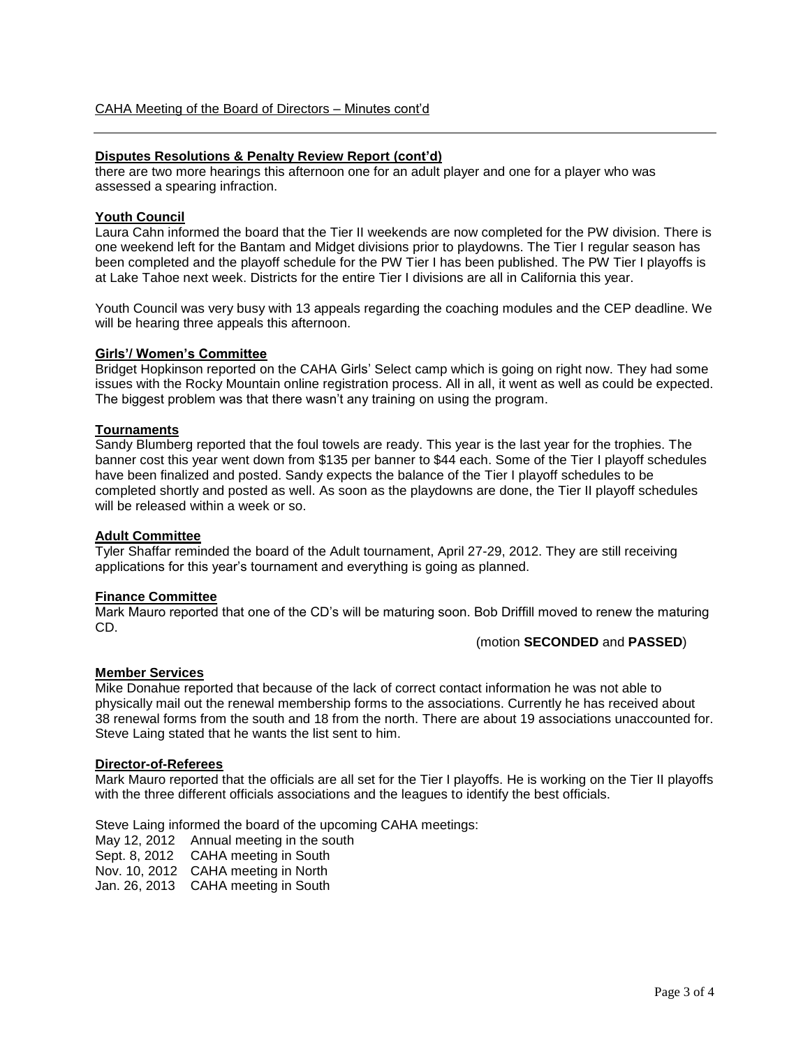CAHA Meeting of the Board of Directors – Minutes cont'd

**Disputes Resolutions & Penalty Review Report (cont'd)**

there are two more hearings this afternoon one for an adult player and one for a player who was assessed a spearing infraction.

**Youth Council**

Laura Cahn informed the board that the Tier II weekends are now completed for the PW division. There is one weekend left for the Bantam and Midget divisions prior to playdowns. The Tier I regular season has been completed and the playoff schedule for the PW Tier I has been published. The PW Tier I playoffs is at Lake Tahoe next week. Districts for the entire Tier I divisions are all in California this year.

Youth Council was very busy with 13 appeals regarding the coaching modules and the CEP deadline. We will be hearing three appeals this afternoon.

**Girls'/ Women's Committee**

Bridget Hopkinson reported on the CAHA Girls' Select camp which is going on right now. They had some issues with the Rocky Mountain online registration process. All in all, it went as well as could be expected. The biggest problem was that there wasn't any training on using the program.

**Tournaments**

Sandy Blumberg reported that the foul towels are ready. This year is the last year for the trophies. The banner cost this year went down from $135 per banner to $44 each. Some of the Tier I playoff schedules have been finalized and posted. Sandy expects the balance of the Tier I playoff schedules to be completed shortly and posted as well. As soon as the playdowns are done, the Tier II playoff schedules will be released within a week or so.

**Adult Committee**

Tyler Shaffar reminded the board of the Adult tournament, April 27-29, 2012. They are still receiving applications for this year's tournament and everything is going as planned.

**Finance Committee**

Mark Mauro reported that one of the CD's will be maturing soon. Bob Driffill moved to renew the maturing CD.

(motion **SECONDED** and **PASSED**)

**Member Services**

Mike Donahue reported that because of the lack of correct contact information he was not able to physically mail out the renewal membership forms to the associations. Currently he has received about 38 renewal forms from the south and 18 from the north. There are about 19 associations unaccounted for. Steve Laing stated that he wants the list sent to him.

**Director-of-Referees**

Mark Mauro reported that the officials are all set for the Tier I playoffs. He is working on the Tier II playoffs with the three different officials associations and the leagues to identify the best officials.

Steve Laing informed the board of the upcoming CAHA meetings:

May 12, 2012 Annual meeting in the south
Sept. 8, 2012 CAHA meeting in South
Nov. 10, 2012 CAHA meeting in North
Jan. 26, 2013 CAHA meeting in South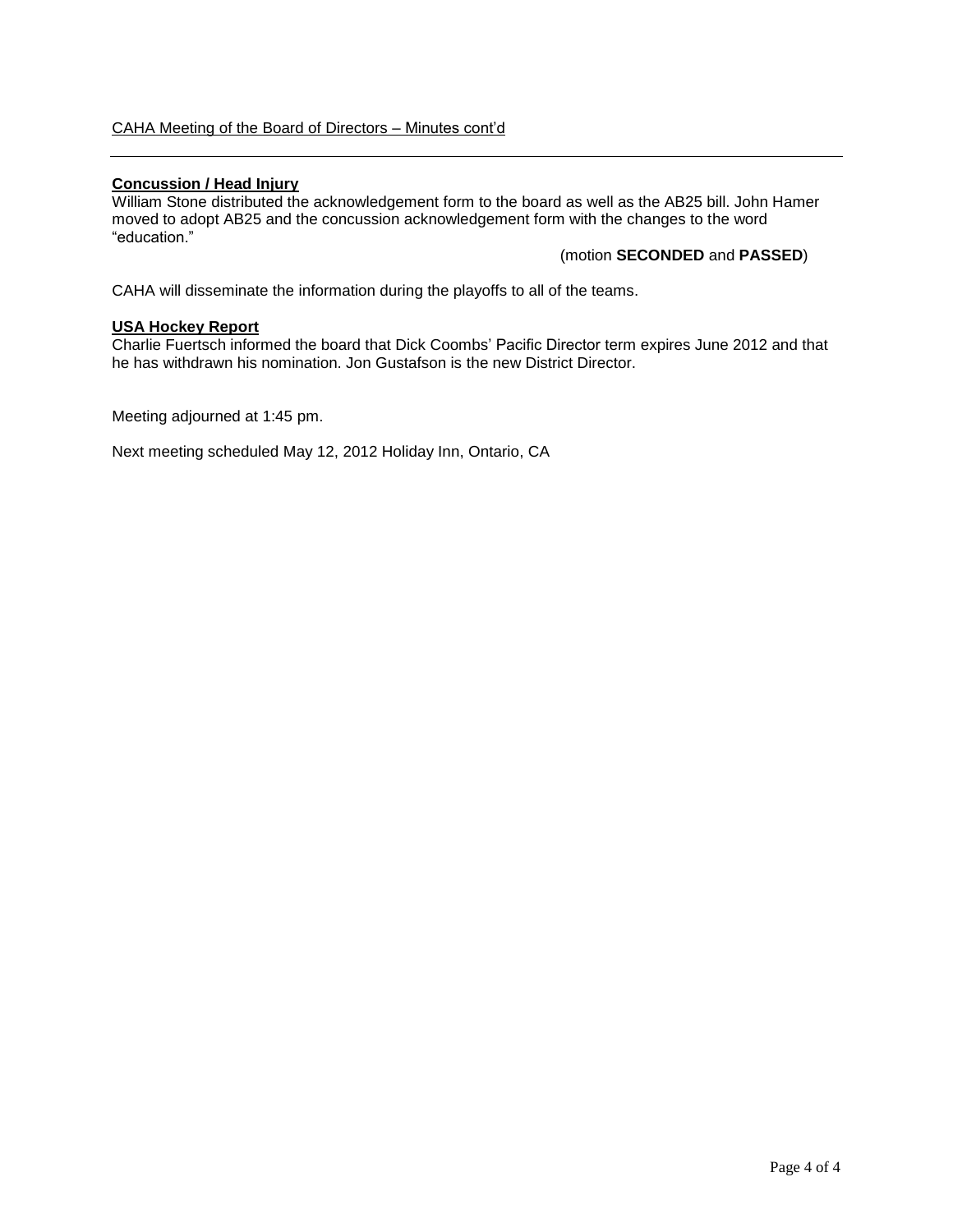**Concussion / Head Injury**

William Stone distributed the acknowledgement form to the board as well as the AB25 bill. John Hamer moved to adopt AB25 and the concussion acknowledgement form with the changes to the word "education."

(motion **SECONDED** and **PASSED**)

CAHA will disseminate the information during the playoffs to all of the teams.

**USA Hockey Report**

Charlie Fuertsch informed the board that Dick Coombs' Pacific Director term expires June 2012 and that he has withdrawn his nomination. Jon Gustafson is the new District Director.

Meeting adjourned at 1:45 pm.

Next meeting scheduled May 12, 2012 Holiday Inn, Ontario, CA